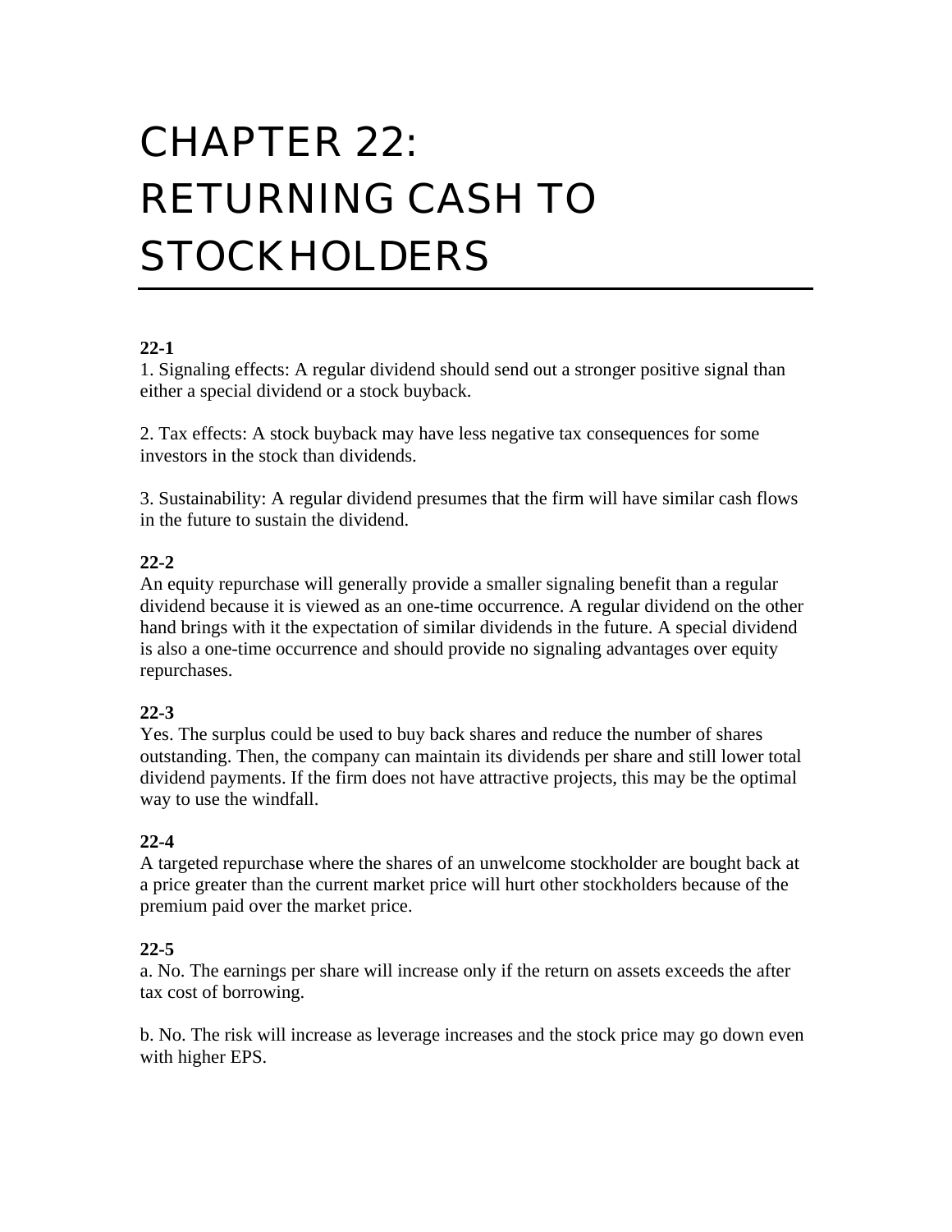# CHAPTER 22: RETURNING CASH TO STOCKHOLDERS

**22-1**

1. Signaling effects: A regular dividend should send out a stronger positive signal than either a special dividend or a stock buyback.

2. Tax effects: A stock buyback may have less negative tax consequences for some investors in the stock than dividends.

3. Sustainability: A regular dividend presumes that the firm will have similar cash flows in the future to sustain the dividend.

**22-2**

An equity repurchase will generally provide a smaller signaling benefit than a regular dividend because it is viewed as an one-time occurrence. A regular dividend on the other hand brings with it the expectation of similar dividends in the future. A special dividend is also a one-time occurrence and should provide no signaling advantages over equity repurchases.

**22-3**

Yes. The surplus could be used to buy back shares and reduce the number of shares outstanding. Then, the company can maintain its dividends per share and still lower total dividend payments. If the firm does not have attractive projects, this may be the optimal way to use the windfall.

**22-4**

A targeted repurchase where the shares of an unwelcome stockholder are bought back at a price greater than the current market price will hurt other stockholders because of the premium paid over the market price.

**22-5**

a. No. The earnings per share will increase only if the return on assets exceeds the after tax cost of borrowing.

b. No. The risk will increase as leverage increases and the stock price may go down even with higher EPS.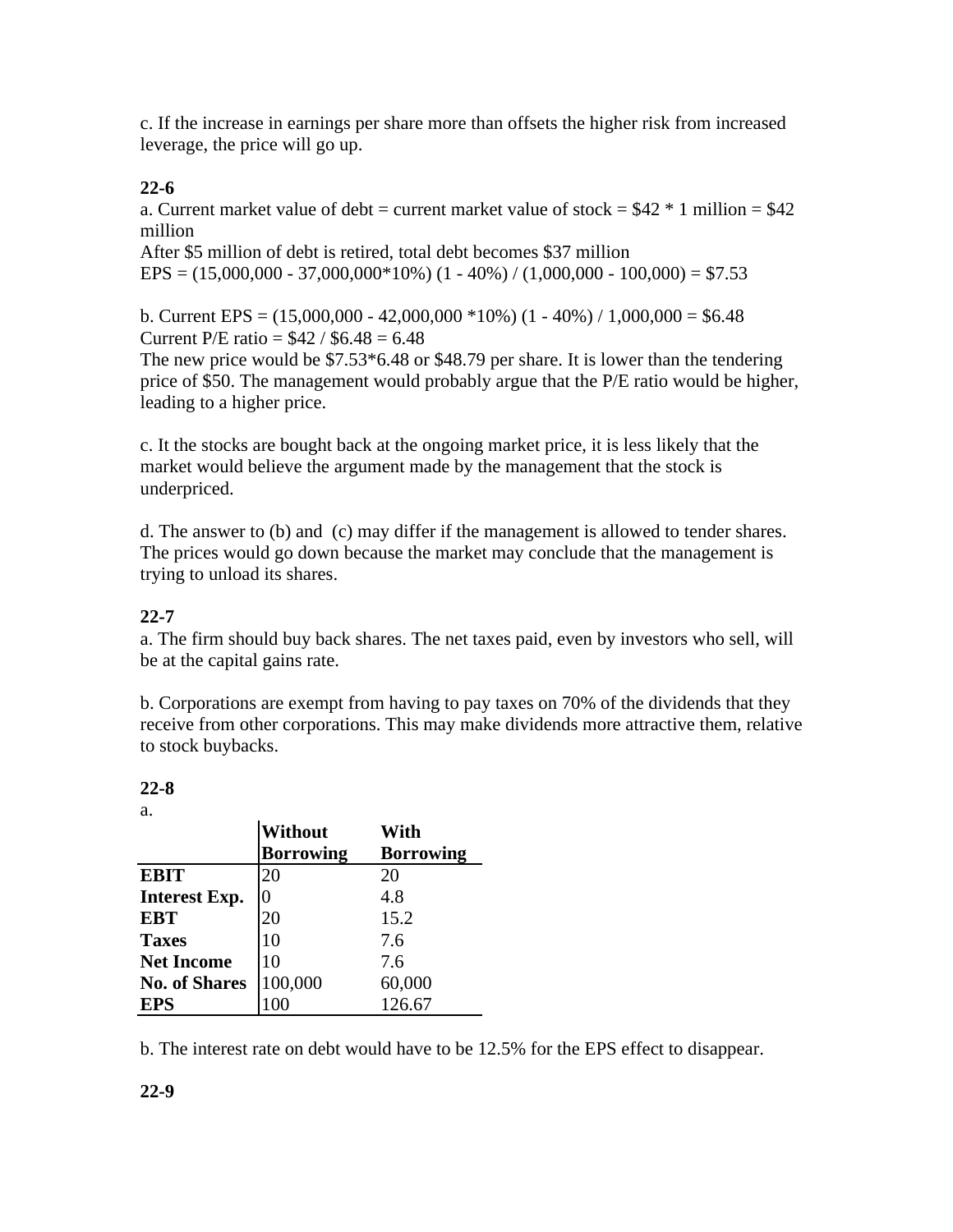c. If the increase in earnings per share more than offsets the higher risk from increased leverage, the price will go up.

**22-6**

a. Current market value of debt = current market value of stock = $42 * 1 million = $42 million

After $5 million of debt is retired, total debt becomes $37 million

EPS = (15,000,000 - 37,000,000*10%) (1 - 40%) / (1,000,000 - 100,000) = $7.53

b. Current EPS = (15,000,000 - 42,000,000 *10%) (1 - 40%) / 1,000,000 = $6.48

Current P/E ratio = $42 / $6.48 = 6.48

The new price would be $7.53*6.48 or $48.79 per share. It is lower than the tendering price of $50. The management would probably argue that the P/E ratio would be higher, leading to a higher price.

c. It the stocks are bought back at the ongoing market price, it is less likely that the market would believe the argument made by the management that the stock is underpriced.

d. The answer to (b) and (c) may differ if the management is allowed to tender shares. The prices would go down because the market may conclude that the management is trying to unload its shares.

**22-7**

a. The firm should buy back shares. The net taxes paid, even by investors who sell, will be at the capital gains rate.

b. Corporations are exempt from having to pay taxes on 70% of the dividends that they receive from other corporations. This may make dividends more attractive them, relative to stock buybacks.

**22-8**

a.

| | **Without Borrowing** | **With Borrowing** |
|---|---|---|
| **EBIT** | 20 | 20 |
| **Interest Exp.** | 0 | 4.8 |
| **EBT** | 20 | 15.2 |
| **Taxes** | 10 | 7.6 |
| **Net Income** | 10 | 7.6 |
| **No. of Shares** | 100,000 | 60,000 |
| **EPS** | 100 | 126.67 |

b. The interest rate on debt would have to be 12.5% for the EPS effect to disappear.

**22-9**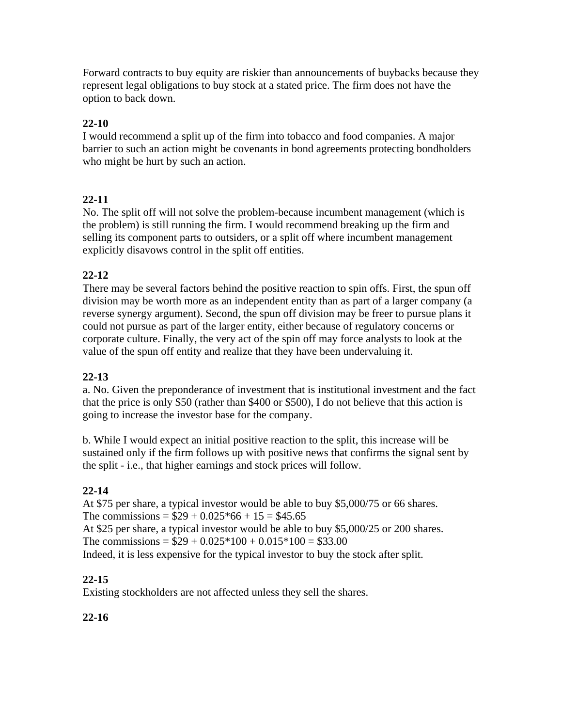Forward contracts to buy equity are riskier than announcements of buybacks because they represent legal obligations to buy stock at a stated price. The firm does not have the option to back down.

**22-10**

I would recommend a split up of the firm into tobacco and food companies. A major barrier to such an action might be covenants in bond agreements protecting bondholders who might be hurt by such an action.

**22-11**

No. The split off will not solve the problem-because incumbent management (which is the problem) is still running the firm. I would recommend breaking up the firm and selling its component parts to outsiders, or a split off where incumbent management explicitly disavows control in the split off entities.

**22-12**

There may be several factors behind the positive reaction to spin offs. First, the spun off division may be worth more as an independent entity than as part of a larger company (a reverse synergy argument). Second, the spun off division may be freer to pursue plans it could not pursue as part of the larger entity, either because of regulatory concerns or corporate culture. Finally, the very act of the spin off may force analysts to look at the value of the spun off entity and realize that they have been undervaluing it.

**22-13**

a. No. Given the preponderance of investment that is institutional investment and the fact that the price is only $50 (rather than $400 or $500), I do not believe that this action is going to increase the investor base for the company.

b. While I would expect an initial positive reaction to the split, this increase will be sustained only if the firm follows up with positive news that confirms the signal sent by the split - i.e., that higher earnings and stock prices will follow.

**22-14**

At $75 per share, a typical investor would be able to buy $5,000/75 or 66 shares.
The commissions = $29 + 0.025*66 + 15 = $45.65
At $25 per share, a typical investor would be able to buy $5,000/25 or 200 shares.
The commissions = $29 + 0.025*100 + 0.015*100 = $33.00
Indeed, it is less expensive for the typical investor to buy the stock after split.

**22-15**

Existing stockholders are not affected unless they sell the shares.

**22-16**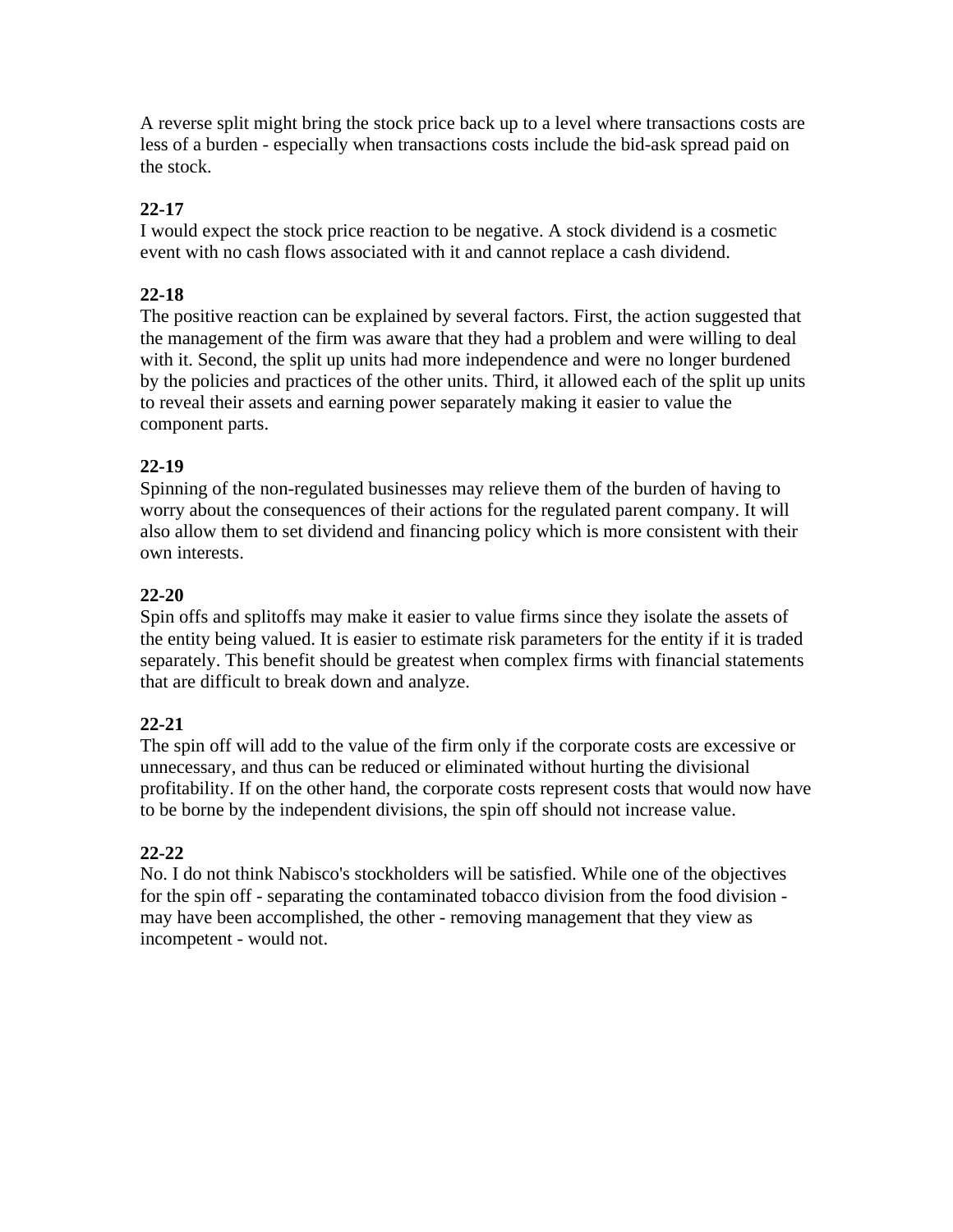A reverse split might bring the stock price back up to a level where transactions costs are less of a burden - especially when transactions costs include the bid-ask spread paid on the stock.

**22-17**

I would expect the stock price reaction to be negative. A stock dividend is a cosmetic event with no cash flows associated with it and cannot replace a cash dividend.

**22-18**

The positive reaction can be explained by several factors. First, the action suggested that the management of the firm was aware that they had a problem and were willing to deal with it. Second, the split up units had more independence and were no longer burdened by the policies and practices of the other units. Third, it allowed each of the split up units to reveal their assets and earning power separately making it easier to value the component parts.

**22-19**

Spinning of the non-regulated businesses may relieve them of the burden of having to worry about the consequences of their actions for the regulated parent company. It will also allow them to set dividend and financing policy which is more consistent with their own interests.

**22-20**

Spin offs and splitoffs may make it easier to value firms since they isolate the assets of the entity being valued. It is easier to estimate risk parameters for the entity if it is traded separately. This benefit should be greatest when complex firms with financial statements that are difficult to break down and analyze.

**22-21**

The spin off will add to the value of the firm only if the corporate costs are excessive or unnecessary, and thus can be reduced or eliminated without hurting the divisional profitability. If on the other hand, the corporate costs represent costs that would now have to be borne by the independent divisions, the spin off should not increase value.

**22-22**

No. I do not think Nabisco's stockholders will be satisfied. While one of the objectives for the spin off - separating the contaminated tobacco division from the food division - may have been accomplished, the other - removing management that they view as incompetent - would not.